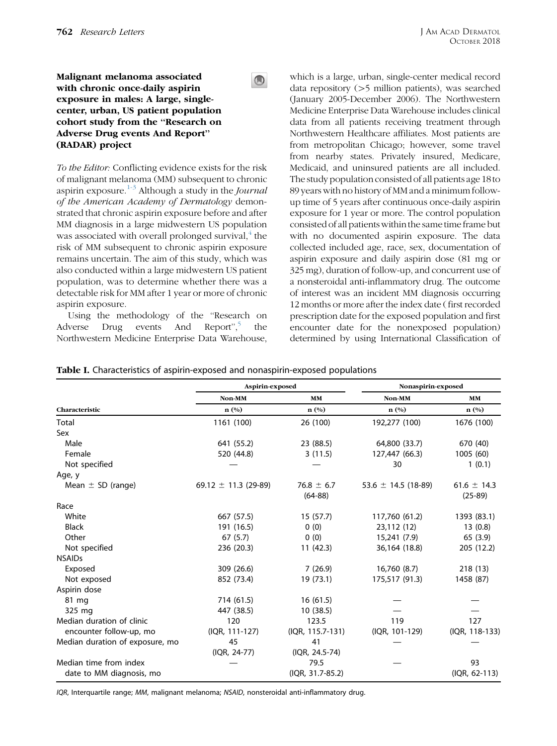## Malignant melanoma associated with chronic once-daily aspirin exposure in males: A large, single-center, urban, US patient population cohort study from the "Research on Adverse Drug events And Report" (RADAR) project

*To the Editor:* Conflicting evidence exists for the risk of malignant melanoma (MM) subsequent to chronic aspirin exposure.[1-3] Although a study in the *Journal of the American Academy of Dermatology* demonstrated that chronic aspirin exposure before and after MM diagnosis in a large midwestern US population was associated with overall prolonged survival,[4] the risk of MM subsequent to chronic aspirin exposure remains uncertain. The aim of this study, which was also conducted within a large midwestern US patient population, was to determine whether there was a detectable risk for MM after 1 year or more of chronic aspirin exposure.

Using the methodology of the "Research on Adverse Drug events And Report",[5] the Northwestern Medicine Enterprise Data Warehouse, which is a large, urban, single-center medical record data repository (>5 million patients), was searched (January 2005-December 2006). The Northwestern Medicine Enterprise Data Warehouse includes clinical data from all patients receiving treatment through Northwestern Healthcare affiliates. Most patients are from metropolitan Chicago; however, some travel from nearby states. Privately insured, Medicare, Medicaid, and uninsured patients are all included. The study population consisted of all patients age 18 to 89 years with no history of MM and a minimum follow-up time of 5 years after continuous once-daily aspirin exposure for 1 year or more. The control population consisted of all patients within the same time frame but with no documented aspirin exposure. The data collected included age, race, sex, documentation of aspirin exposure and daily aspirin dose (81 mg or 325 mg), duration of follow-up, and concurrent use of a nonsteroidal anti-inflammatory drug. The outcome of interest was an incident MM diagnosis occurring 12 months or more after the index date (first recorded prescription date for the exposed population and first encounter date for the nonexposed population) determined by using International Classification of

**Table I.** Characteristics of aspirin-exposed and nonaspirin-exposed populations

| | Aspirin-exposed | | Nonaspirin-exposed | |
|---|---|---|---|---|
| | Non-MM | MM | Non-MM | MM |
| Characteristic | n (%) | n (%) | n (%) | n (%) |
| Total | 1161 (100) | 26 (100) | 192,277 (100) | 1676 (100) |
| Sex | | | | |
| Male | 641 (55.2) | 23 (88.5) | 64,800 (33.7) | 670 (40) |
| Female | 520 (44.8) | 3 (11.5) | 127,447 (66.3) | 1005 (60) |
| Not specified | — | — | 30 | 1 (0.1) |
| Age, y | | | | |
| Mean ± SD (range) | 69.12 ± 11.3 (29-89) | 76.8 ± 6.7 (64-88) | 53.6 ± 14.5 (18-89) | 61.6 ± 14.3 (25-89) |
| Race | | | | |
| White | 667 (57.5) | 15 (57.7) | 117,760 (61.2) | 1393 (83.1) |
| Black | 191 (16.5) | 0 (0) | 23,112 (12) | 13 (0.8) |
| Other | 67 (5.7) | 0 (0) | 15,241 (7.9) | 65 (3.9) |
| Not specified | 236 (20.3) | 11 (42.3) | 36,164 (18.8) | 205 (12.2) |
| NSAIDs | | | | |
| Exposed | 309 (26.6) | 7 (26.9) | 16,760 (8.7) | 218 (13) |
| Not exposed | 852 (73.4) | 19 (73.1) | 175,517 (91.3) | 1458 (87) |
| Aspirin dose | | | | |
| 81 mg | 714 (61.5) | 16 (61.5) | — | — |
| 325 mg | 447 (38.5) | 10 (38.5) | — | — |
| Median duration of clinic encounter follow-up, mo | 120 (IQR, 111-127) | 123.5 (IQR, 115.7-131) | 119 (IQR, 101-129) | 127 (IQR, 118-133) |
| Median duration of exposure, mo | 45 (IQR, 24-77) | 41 (IQR, 24.5-74) | — | — |
| Median time from index date to MM diagnosis, mo | — | 79.5 (IQR, 31.7-85.2) | — | 93 (IQR, 62-113) |

*IQR*, Interquartile range; *MM*, malignant melanoma; *NSAID*, nonsteroidal anti-inflammatory drug.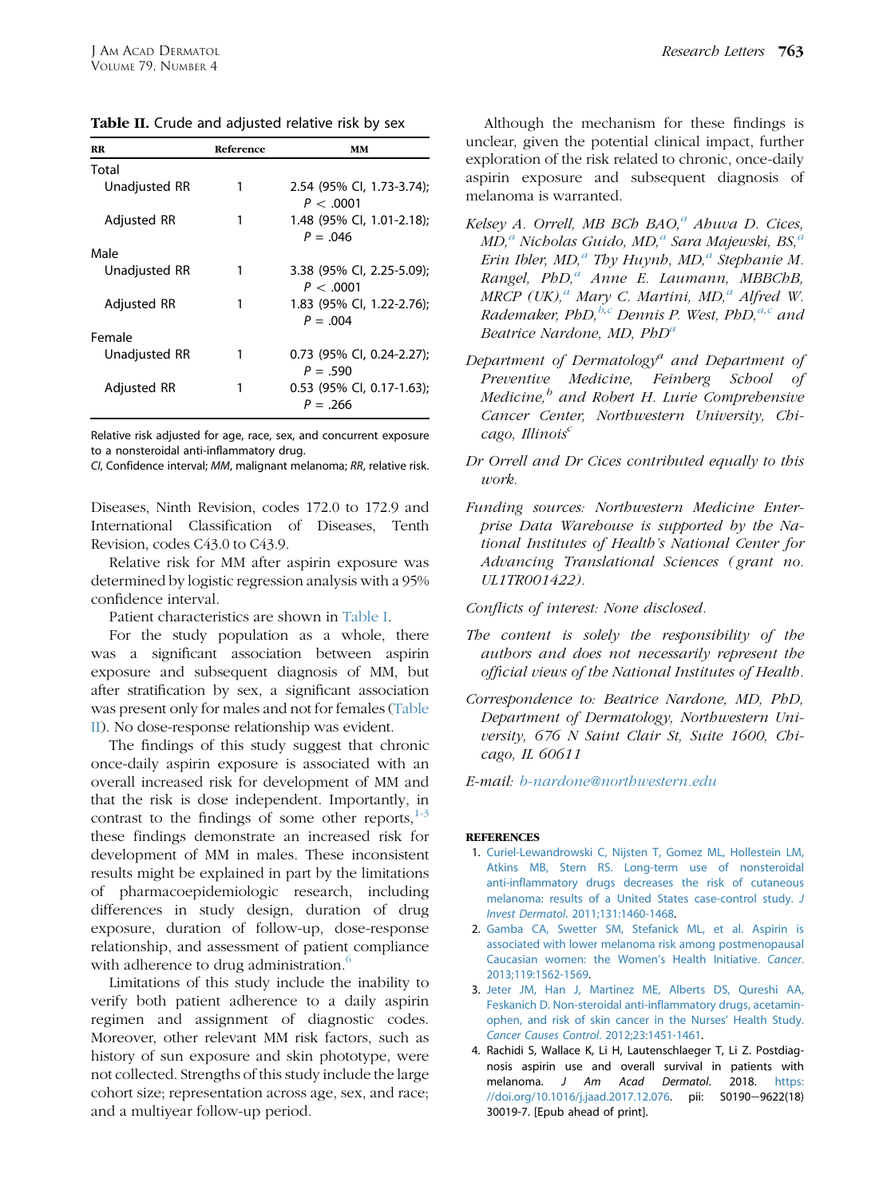**Table II.** Crude and adjusted relative risk by sex

| RR | Reference | MM |
| --- | --- | --- |
| Total | | |
| Unadjusted RR | 1 | 2.54 (95% CI, 1.73-3.74); $P < .0001$ |
| Adjusted RR | 1 | 1.48 (95% CI, 1.01-2.18); $P = .046$ |
| Male | | |
| Unadjusted RR | 1 | 3.38 (95% CI, 2.25-5.09); $P < .0001$ |
| Adjusted RR | 1 | 1.83 (95% CI, 1.22-2.76); $P = .004$ |
| Female | | |
| Unadjusted RR | 1 | 0.73 (95% CI, 0.24-2.27); $P = .590$ |
| Adjusted RR | 1 | 0.53 (95% CI, 0.17-1.63); $P = .266$ |

Relative risk adjusted for age, race, sex, and concurrent exposure to a nonsteroidal anti-inflammatory drug.
*CI*, Confidence interval; *MM*, malignant melanoma; *RR*, relative risk.

Diseases, Ninth Revision, codes 172.0 to 172.9 and International Classification of Diseases, Tenth Revision, codes C43.0 to C43.9.

Relative risk for MM after aspirin exposure was determined by logistic regression analysis with a 95% confidence interval.

Patient characteristics are shown in Table I.

For the study population as a whole, there was a significant association between aspirin exposure and subsequent diagnosis of MM, but after stratification by sex, a significant association was present only for males and not for females (Table II). No dose-response relationship was evident.

The findings of this study suggest that chronic once-daily aspirin exposure is associated with an overall increased risk for development of MM and that the risk is dose independent. Importantly, in contrast to the findings of some other reports,[1-3] these findings demonstrate an increased risk for development of MM in males. These inconsistent results might be explained in part by the limitations of pharmacoepidemiologic research, including differences in study design, duration of drug exposure, duration of follow-up, dose-response relationship, and assessment of patient compliance with adherence to drug administration.[6]

Limitations of this study include the inability to verify both patient adherence to a daily aspirin regimen and assignment of diagnostic codes. Moreover, other relevant MM risk factors, such as history of sun exposure and skin phototype, were not collected. Strengths of this study include the large cohort size; representation across age, sex, and race; and a multiyear follow-up period.

Although the mechanism for these findings is unclear, given the potential clinical impact, further exploration of the risk related to chronic, once-daily aspirin exposure and subsequent diagnosis of melanoma is warranted.

*Kelsey A. Orrell, MB BCh BAO,[a] Ahuva D. Cices, MD,[a] Nicholas Guido, MD,[a] Sara Majewski, BS,[a] Erin Ibler, MD,[a] Thy Huynh, MD,[a] Stephanie M. Rangel, PhD,[a] Anne E. Laumann, MBBChB, MRCP (UK),[a] Mary C. Martini, MD,[a] Alfred W. Rademaker, PhD,[b,c] Dennis P. West, PhD,[a,c] and Beatrice Nardone, MD, PhD[a]*

*Department of Dermatology[a] and Department of Preventive Medicine, Feinberg School of Medicine,[b] and Robert H. Lurie Comprehensive Cancer Center, Northwestern University, Chicago, Illinois[c]*

*Dr Orrell and Dr Cices contributed equally to this work.*

*Funding sources: Northwestern Medicine Enterprise Data Warehouse is supported by the National Institutes of Health's National Center for Advancing Translational Sciences (grant no. UL1TR001422).*

*Conflicts of interest: None disclosed.*

*The content is solely the responsibility of the authors and does not necessarily represent the official views of the National Institutes of Health.*

*Correspondence to: Beatrice Nardone, MD, PhD, Department of Dermatology, Northwestern University, 676 N Saint Clair St, Suite 1600, Chicago, IL 60611*

*E-mail: b-nardone@northwestern.edu*

## REFERENCES

1. Curiel-Lewandrowski C, Nijsten T, Gomez ML, Hollestein LM, Atkins MB, Stern RS. Long-term use of nonsteroidal anti-inflammatory drugs decreases the risk of cutaneous melanoma: results of a United States case-control study. *J Invest Dermatol*. 2011;131:1460-1468.
2. Gamba CA, Swetter SM, Stefanick ML, et al. Aspirin is associated with lower melanoma risk among postmenopausal Caucasian women: the Women's Health Initiative. *Cancer*. 2013;119:1562-1569.
3. Jeter JM, Han J, Martinez ME, Alberts DS, Qureshi AA, Feskanich D. Non-steroidal anti-inflammatory drugs, acetaminophen, and risk of skin cancer in the Nurses' Health Study. *Cancer Causes Control*. 2012;23:1451-1461.
4. Rachidi S, Wallace K, Li H, Lautenschlaeger T, Li Z. Postdiagnosis aspirin use and overall survival in patients with melanoma. *J Am Acad Dermatol*. 2018. https://doi.org/10.1016/j.jaad.2017.12.076. pii: S0190–9622(18)30019-7. [Epub ahead of print].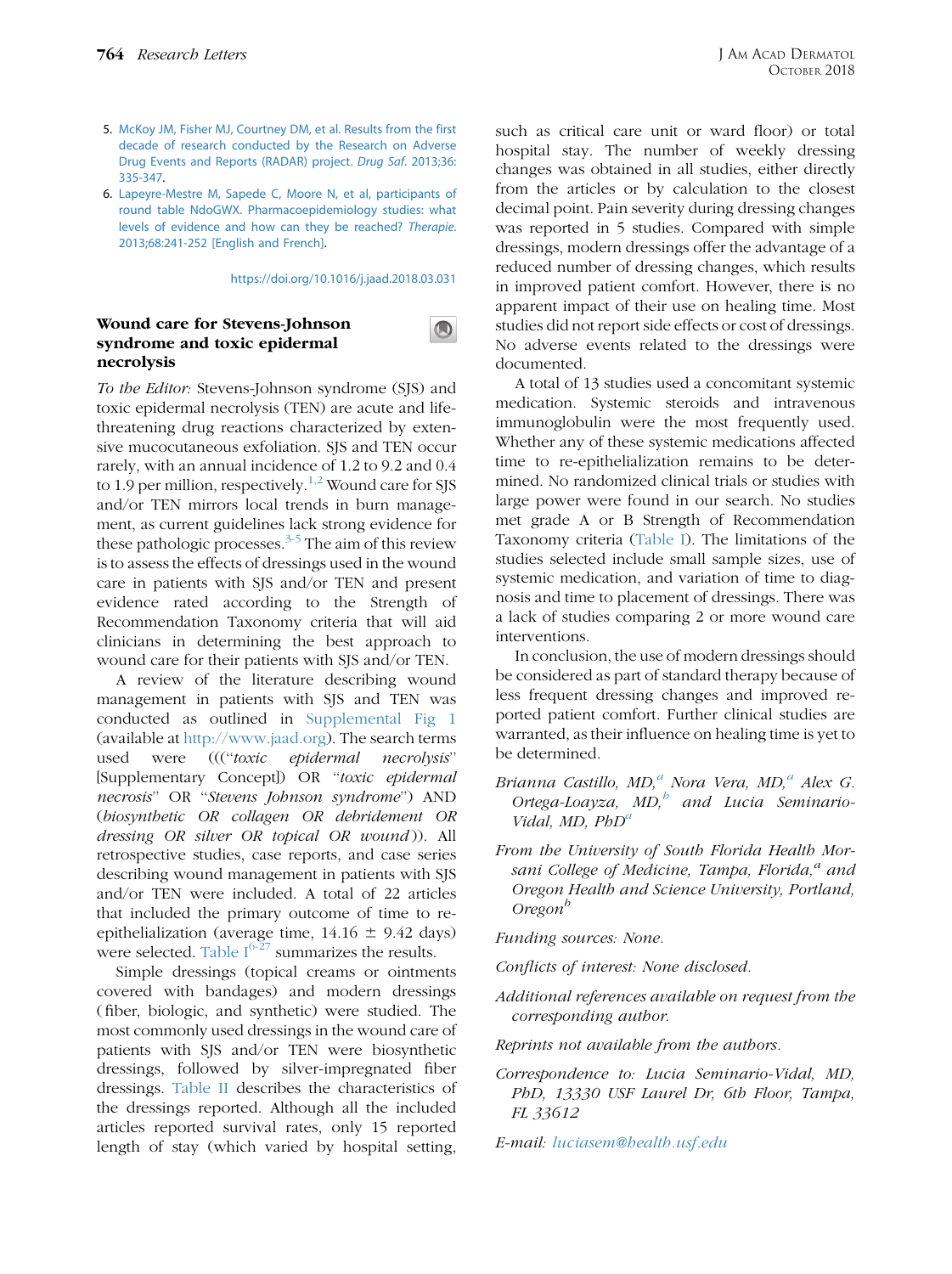5. McKoy JM, Fisher MJ, Courtney DM, et al. Results from the first decade of research conducted by the Research on Adverse Drug Events and Reports (RADAR) project. *Drug Saf.* 2013;36:335-347.
6. Lapeyre-Mestre M, Sapede C, Moore N, et al, participants of round table NdoGWX. Pharmacoepidemiology studies: what levels of evidence and how can they be reached? *Therapie.* 2013;68:241-252 [English and French].

https://doi.org/10.1016/j.jaad.2018.03.031

## Wound care for Stevens-Johnson syndrome and toxic epidermal necrolysis

*To the Editor:* Stevens-Johnson syndrome (SJS) and toxic epidermal necrolysis (TEN) are acute and life-threatening drug reactions characterized by extensive mucocutaneous exfoliation. SJS and TEN occur rarely, with an annual incidence of 1.2 to 9.2 and 0.4 to 1.9 per million, respectively.[1,2] Wound care for SJS and/or TEN mirrors local trends in burn management, as current guidelines lack strong evidence for these pathologic processes.[3-5] The aim of this review is to assess the effects of dressings used in the wound care in patients with SJS and/or TEN and present evidence rated according to the Strength of Recommendation Taxonomy criteria that will aid clinicians in determining the best approach to wound care for their patients with SJS and/or TEN.

A review of the literature describing wound management in patients with SJS and TEN was conducted as outlined in Supplemental Fig 1 (available at http://www.jaad.org). The search terms used were ((("*toxic epidermal necrolysis*" [Supplementary Concept]) OR "*toxic epidermal necrosis*" OR "*Stevens Johnson syndrome*") AND (*biosynthetic OR collagen OR debridement OR dressing OR silver OR topical OR wound*)). All retrospective studies, case reports, and case series describing wound management in patients with SJS and/or TEN were included. A total of 22 articles that included the primary outcome of time to re-epithelialization (average time, 14.16 ± 9.42 days) were selected. Table I[6-27] summarizes the results.

Simple dressings (topical creams or ointments covered with bandages) and modern dressings (fiber, biologic, and synthetic) were studied. The most commonly used dressings in the wound care of patients with SJS and/or TEN were biosynthetic dressings, followed by silver-impregnated fiber dressings. Table II describes the characteristics of the dressings reported. Although all the included articles reported survival rates, only 15 reported length of stay (which varied by hospital setting, such as critical care unit or ward floor) or total hospital stay. The number of weekly dressing changes was obtained in all studies, either directly from the articles or by calculation to the closest decimal point. Pain severity during dressing changes was reported in 5 studies. Compared with simple dressings, modern dressings offer the advantage of a reduced number of dressing changes, which results in improved patient comfort. However, there is no apparent impact of their use on healing time. Most studies did not report side effects or cost of dressings. No adverse events related to the dressings were documented.

A total of 13 studies used a concomitant systemic medication. Systemic steroids and intravenous immunoglobulin were the most frequently used. Whether any of these systemic medications affected time to re-epithelialization remains to be determined. No randomized clinical trials or studies with large power were found in our search. No studies met grade A or B Strength of Recommendation Taxonomy criteria (Table I). The limitations of the studies selected include small sample sizes, use of systemic medication, and variation of time to diagnosis and time to placement of dressings. There was a lack of studies comparing 2 or more wound care interventions.

In conclusion, the use of modern dressings should be considered as part of standard therapy because of less frequent dressing changes and improved reported patient comfort. Further clinical studies are warranted, as their influence on healing time is yet to be determined.

*Brianna Castillo, MD,[a] Nora Vera, MD,[a] Alex G. Ortega-Loayza, MD,[b] and Lucia Seminario-Vidal, MD, PhD[a]*

*From the University of South Florida Health Morsani College of Medicine, Tampa, Florida,[a] and Oregon Health and Science University, Portland, Oregon[b]*

*Funding sources: None.*

*Conflicts of interest: None disclosed.*

*Additional references available on request from the corresponding author.*

*Reprints not available from the authors.*

*Correspondence to: Lucia Seminario-Vidal, MD, PhD, 13330 USF Laurel Dr, 6th Floor, Tampa, FL 33612*

*E-mail:* luciasem@health.usf.edu